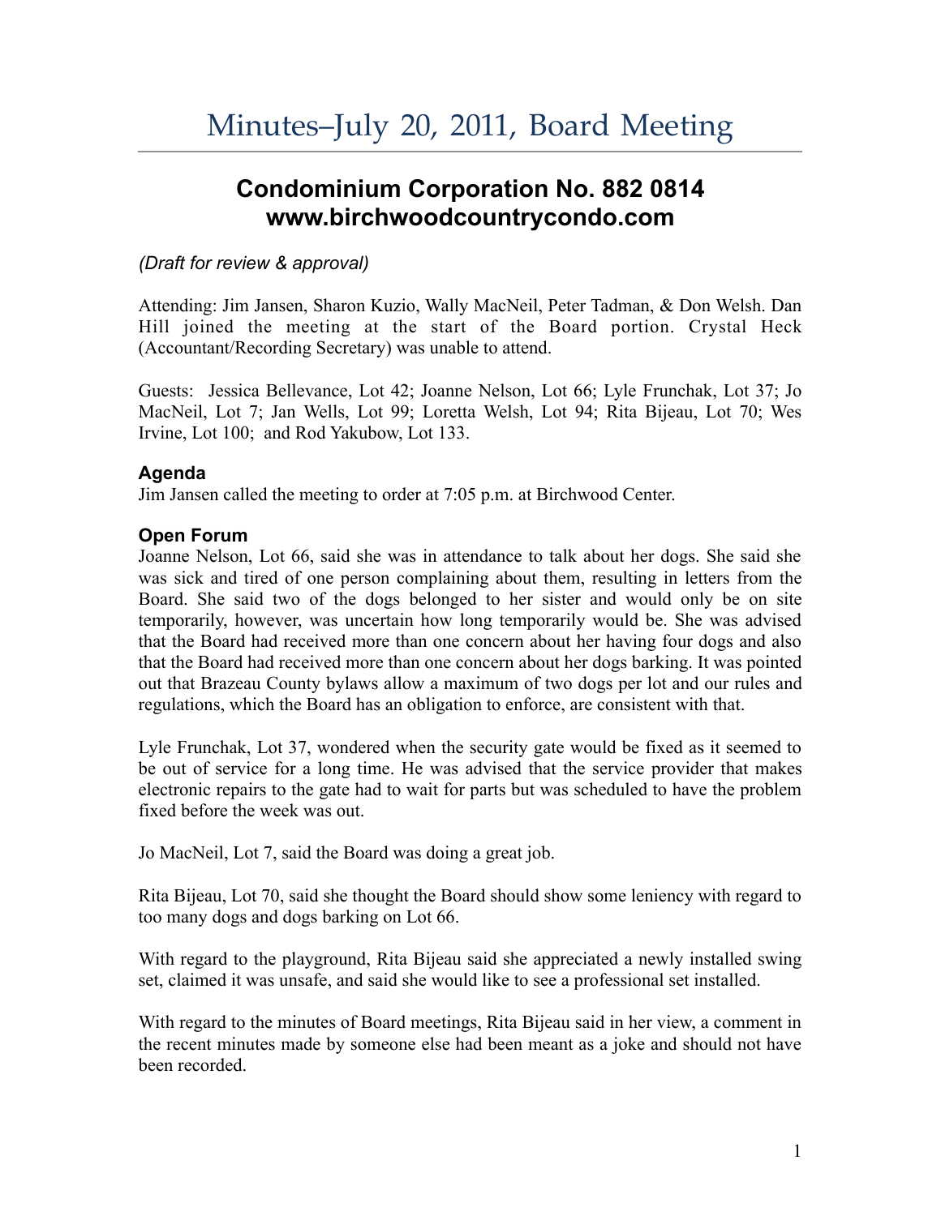# Minutes–July 20, 2011, Board Meeting

## Condominium Corporation No. 882 0814
## www.birchwoodcountrycondo.com

*(Draft for review & approval)*

Attending: Jim Jansen, Sharon Kuzio, Wally MacNeil, Peter Tadman, & Don Welsh. Dan Hill joined the meeting at the start of the Board portion. Crystal Heck (Accountant/Recording Secretary) was unable to attend.

Guests: Jessica Bellevance, Lot 42; Joanne Nelson, Lot 66; Lyle Frunchak, Lot 37; Jo MacNeil, Lot 7; Jan Wells, Lot 99; Loretta Welsh, Lot 94; Rita Bijeau, Lot 70; Wes Irvine, Lot 100; and Rod Yakubow, Lot 133.

### Agenda

Jim Jansen called the meeting to order at 7:05 p.m. at Birchwood Center.

### Open Forum

Joanne Nelson, Lot 66, said she was in attendance to talk about her dogs. She said she was sick and tired of one person complaining about them, resulting in letters from the Board. She said two of the dogs belonged to her sister and would only be on site temporarily, however, was uncertain how long temporarily would be. She was advised that the Board had received more than one concern about her having four dogs and also that the Board had received more than one concern about her dogs barking. It was pointed out that Brazeau County bylaws allow a maximum of two dogs per lot and our rules and regulations, which the Board has an obligation to enforce, are consistent with that.

Lyle Frunchak, Lot 37, wondered when the security gate would be fixed as it seemed to be out of service for a long time. He was advised that the service provider that makes electronic repairs to the gate had to wait for parts but was scheduled to have the problem fixed before the week was out.

Jo MacNeil, Lot 7, said the Board was doing a great job.

Rita Bijeau, Lot 70, said she thought the Board should show some leniency with regard to too many dogs and dogs barking on Lot 66.

With regard to the playground, Rita Bijeau said she appreciated a newly installed swing set, claimed it was unsafe, and said she would like to see a professional set installed.

With regard to the minutes of Board meetings, Rita Bijeau said in her view, a comment in the recent minutes made by someone else had been meant as a joke and should not have been recorded.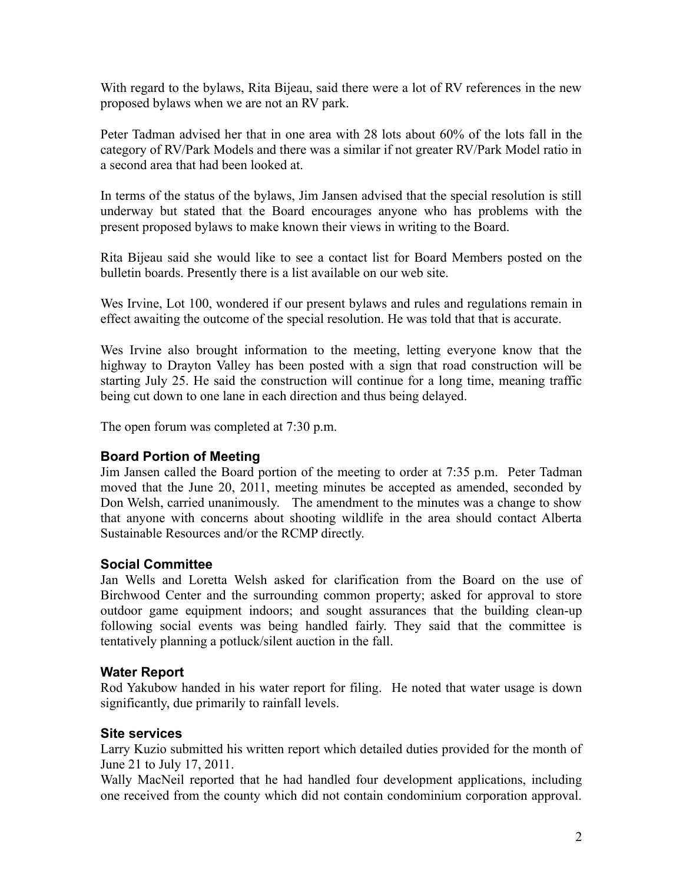With regard to the bylaws, Rita Bijeau, said there were a lot of RV references in the new proposed bylaws when we are not an RV park.

Peter Tadman advised her that in one area with 28 lots about 60% of the lots fall in the category of RV/Park Models and there was a similar if not greater RV/Park Model ratio in a second area that had been looked at.

In terms of the status of the bylaws, Jim Jansen advised that the special resolution is still underway but stated that the Board encourages anyone who has problems with the present proposed bylaws to make known their views in writing to the Board.

Rita Bijeau said she would like to see a contact list for Board Members posted on the bulletin boards. Presently there is a list available on our web site.

Wes Irvine, Lot 100, wondered if our present bylaws and rules and regulations remain in effect awaiting the outcome of the special resolution. He was told that that is accurate.

Wes Irvine also brought information to the meeting, letting everyone know that the highway to Drayton Valley has been posted with a sign that road construction will be starting July 25. He said the construction will continue for a long time, meaning traffic being cut down to one lane in each direction and thus being delayed.

The open forum was completed at 7:30 p.m.

### Board Portion of Meeting

Jim Jansen called the Board portion of the meeting to order at 7:35 p.m. Peter Tadman moved that the June 20, 2011, meeting minutes be accepted as amended, seconded by Don Welsh, carried unanimously. The amendment to the minutes was a change to show that anyone with concerns about shooting wildlife in the area should contact Alberta Sustainable Resources and/or the RCMP directly.

### Social Committee

Jan Wells and Loretta Welsh asked for clarification from the Board on the use of Birchwood Center and the surrounding common property; asked for approval to store outdoor game equipment indoors; and sought assurances that the building clean-up following social events was being handled fairly. They said that the committee is tentatively planning a potluck/silent auction in the fall.

### Water Report

Rod Yakubow handed in his water report for filing. He noted that water usage is down significantly, due primarily to rainfall levels.

### Site services

Larry Kuzio submitted his written report which detailed duties provided for the month of June 21 to July 17, 2011.

Wally MacNeil reported that he had handled four development applications, including one received from the county which did not contain condominium corporation approval.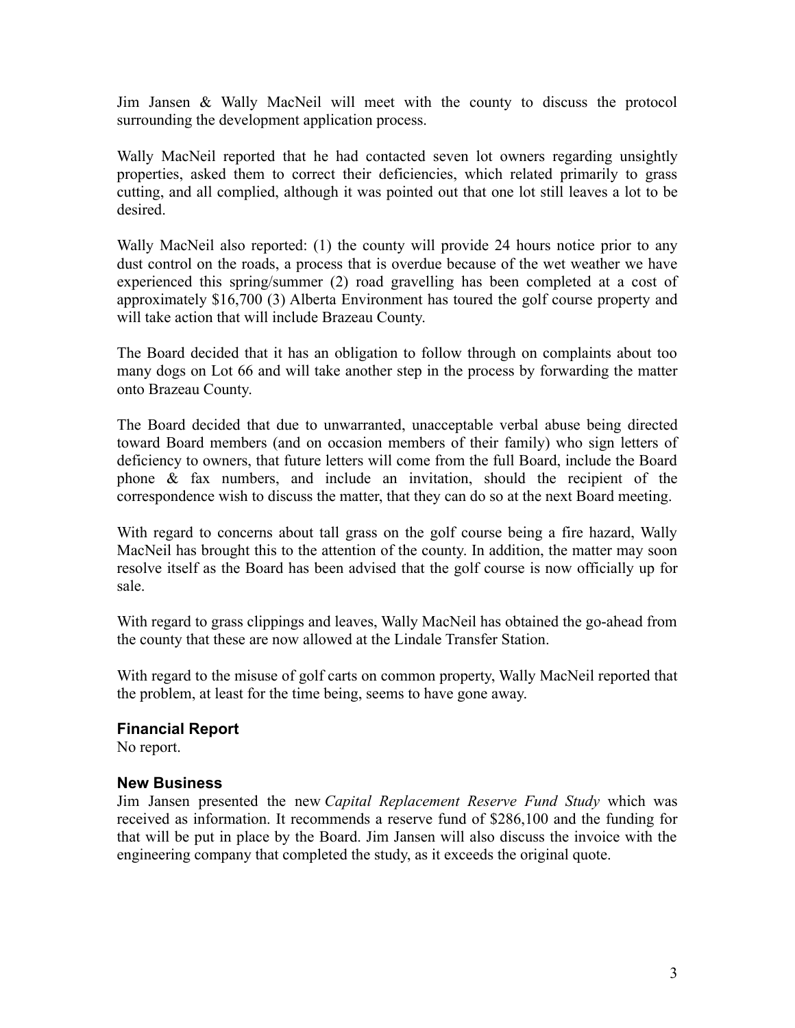Jim Jansen & Wally MacNeil will meet with the county to discuss the protocol surrounding the development application process.

Wally MacNeil reported that he had contacted seven lot owners regarding unsightly properties, asked them to correct their deficiencies, which related primarily to grass cutting, and all complied, although it was pointed out that one lot still leaves a lot to be desired.

Wally MacNeil also reported: (1) the county will provide 24 hours notice prior to any dust control on the roads, a process that is overdue because of the wet weather we have experienced this spring/summer (2) road gravelling has been completed at a cost of approximately $16,700 (3) Alberta Environment has toured the golf course property and will take action that will include Brazeau County.

The Board decided that it has an obligation to follow through on complaints about too many dogs on Lot 66 and will take another step in the process by forwarding the matter onto Brazeau County.

The Board decided that due to unwarranted, unacceptable verbal abuse being directed toward Board members (and on occasion members of their family) who sign letters of deficiency to owners, that future letters will come from the full Board, include the Board phone & fax numbers, and include an invitation, should the recipient of the correspondence wish to discuss the matter, that they can do so at the next Board meeting.

With regard to concerns about tall grass on the golf course being a fire hazard, Wally MacNeil has brought this to the attention of the county. In addition, the matter may soon resolve itself as the Board has been advised that the golf course is now officially up for sale.

With regard to grass clippings and leaves, Wally MacNeil has obtained the go-ahead from the county that these are now allowed at the Lindale Transfer Station.

With regard to the misuse of golf carts on common property, Wally MacNeil reported that the problem, at least for the time being, seems to have gone away.

### Financial Report

No report.

### New Business

Jim Jansen presented the new *Capital Replacement Reserve Fund Study* which was received as information. It recommends a reserve fund of $286,100 and the funding for that will be put in place by the Board. Jim Jansen will also discuss the invoice with the engineering company that completed the study, as it exceeds the original quote.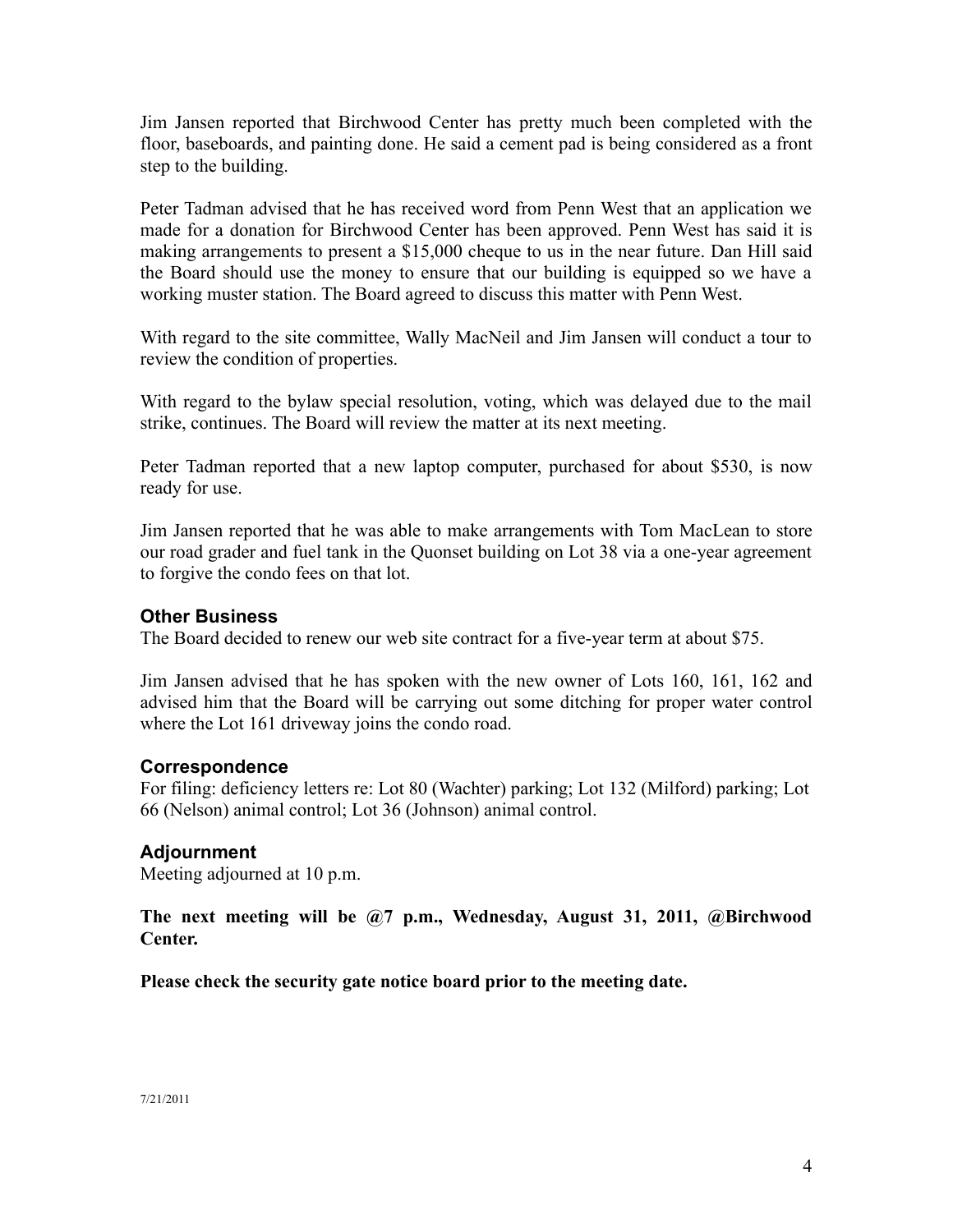Jim Jansen reported that Birchwood Center has pretty much been completed with the floor, baseboards, and painting done. He said a cement pad is being considered as a front step to the building.

Peter Tadman advised that he has received word from Penn West that an application we made for a donation for Birchwood Center has been approved. Penn West has said it is making arrangements to present a $15,000 cheque to us in the near future. Dan Hill said the Board should use the money to ensure that our building is equipped so we have a working muster station. The Board agreed to discuss this matter with Penn West.

With regard to the site committee, Wally MacNeil and Jim Jansen will conduct a tour to review the condition of properties.

With regard to the bylaw special resolution, voting, which was delayed due to the mail strike, continues. The Board will review the matter at its next meeting.

Peter Tadman reported that a new laptop computer, purchased for about $530, is now ready for use.

Jim Jansen reported that he was able to make arrangements with Tom MacLean to store our road grader and fuel tank in the Quonset building on Lot 38 via a one-year agreement to forgive the condo fees on that lot.

### Other Business

The Board decided to renew our web site contract for a five-year term at about $75.

Jim Jansen advised that he has spoken with the new owner of Lots 160, 161, 162 and advised him that the Board will be carrying out some ditching for proper water control where the Lot 161 driveway joins the condo road.

### Correspondence

For filing: deficiency letters re: Lot 80 (Wachter) parking; Lot 132 (Milford) parking; Lot 66 (Nelson) animal control; Lot 36 (Johnson) animal control.

### Adjournment

Meeting adjourned at 10 p.m.

**The next meeting will be @7 p.m., Wednesday, August 31, 2011, @Birchwood Center.**

**Please check the security gate notice board prior to the meeting date.**

7/21/2011